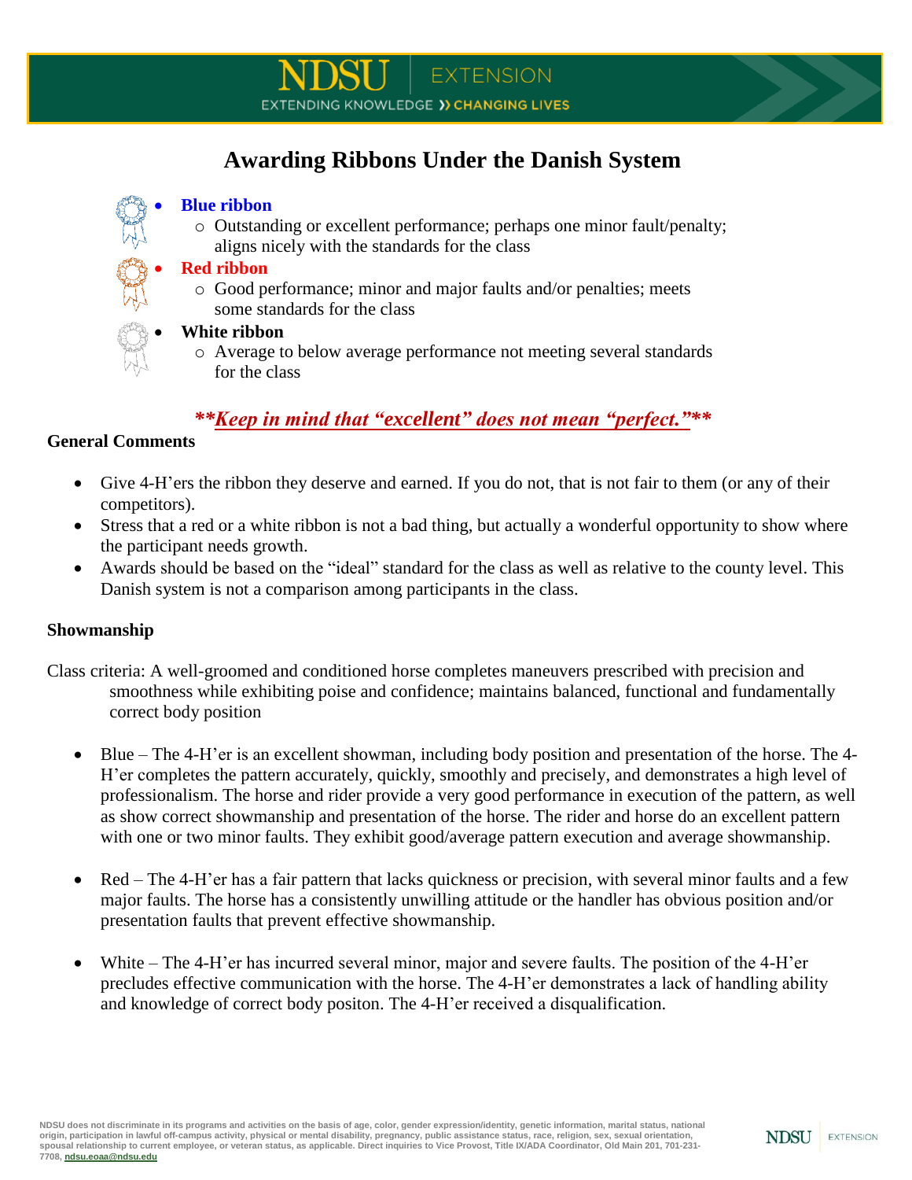# Awarding Ribbons Under the Danish System

- **Blue ribbon**
  - Outstanding or excellent performance; perhaps one minor fault/penalty; aligns nicely with the standards for the class
- **Red ribbon**
  - Good performance; minor and major faults and/or penalties; meets some standards for the class
- **White ribbon**
  - Average to below average performance not meeting several standards for the class

***\*\*Keep in mind that "excellent" does not mean "perfect."\*\****

### General Comments

- Give 4-H'ers the ribbon they deserve and earned. If you do not, that is not fair to them (or any of their competitors).
- Stress that a red or a white ribbon is not a bad thing, but actually a wonderful opportunity to show where the participant needs growth.
- Awards should be based on the "ideal" standard for the class as well as relative to the county level. This Danish system is not a comparison among participants in the class.

### Showmanship

Class criteria: A well-groomed and conditioned horse completes maneuvers prescribed with precision and smoothness while exhibiting poise and confidence; maintains balanced, functional and fundamentally correct body position

- Blue – The 4-H'er is an excellent showman, including body position and presentation of the horse. The 4-H'er completes the pattern accurately, quickly, smoothly and precisely, and demonstrates a high level of professionalism. The horse and rider provide a very good performance in execution of the pattern, as well as show correct showmanship and presentation of the horse. The rider and horse do an excellent pattern with one or two minor faults. They exhibit good/average pattern execution and average showmanship.

- Red – The 4-H'er has a fair pattern that lacks quickness or precision, with several minor faults and a few major faults. The horse has a consistently unwilling attitude or the handler has obvious position and/or presentation faults that prevent effective showmanship.

- White – The 4-H'er has incurred several minor, major and severe faults. The position of the 4-H'er precludes effective communication with the horse. The 4-H'er demonstrates a lack of handling ability and knowledge of correct body positon. The 4-H'er received a disqualification.

NDSU does not discriminate in its programs and activities on the basis of age, color, gender expression/identity, genetic information, marital status, national origin, participation in lawful off-campus activity, physical or mental disability, pregnancy, public assistance status, race, religion, sex, sexual orientation, spousal relationship to current employee, or veteran status, as applicable. Direct inquiries to Vice Provost, Title IX/ADA Coordinator, Old Main 201, 701-231-7708, ndsu.eoaa@ndsu.edu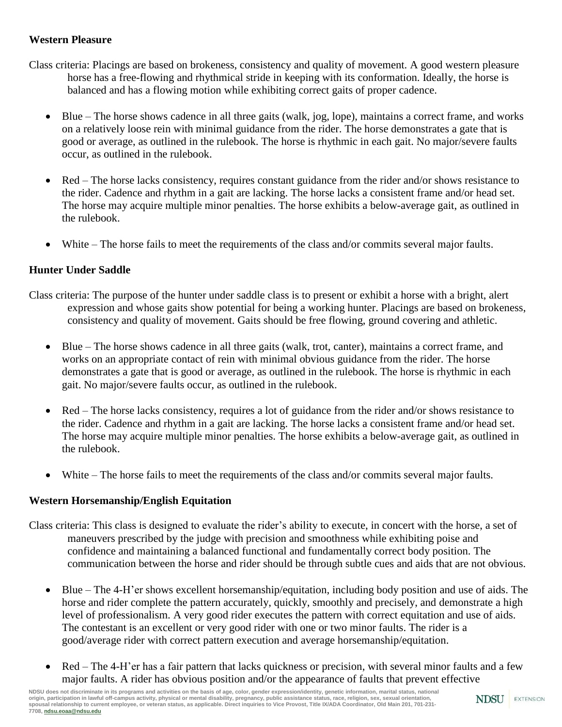**Western Pleasure**

Class criteria: Placings are based on brokeness, consistency and quality of movement. A good western pleasure horse has a free-flowing and rhythmical stride in keeping with its conformation. Ideally, the horse is balanced and has a flowing motion while exhibiting correct gaits of proper cadence.

- Blue – The horse shows cadence in all three gaits (walk, jog, lope), maintains a correct frame, and works on a relatively loose rein with minimal guidance from the rider. The horse demonstrates a gate that is good or average, as outlined in the rulebook. The horse is rhythmic in each gait. No major/severe faults occur, as outlined in the rulebook.
- Red – The horse lacks consistency, requires constant guidance from the rider and/or shows resistance to the rider. Cadence and rhythm in a gait are lacking. The horse lacks a consistent frame and/or head set. The horse may acquire multiple minor penalties. The horse exhibits a below-average gait, as outlined in the rulebook.
- White – The horse fails to meet the requirements of the class and/or commits several major faults.

**Hunter Under Saddle**

Class criteria: The purpose of the hunter under saddle class is to present or exhibit a horse with a bright, alert expression and whose gaits show potential for being a working hunter. Placings are based on brokeness, consistency and quality of movement. Gaits should be free flowing, ground covering and athletic.

- Blue – The horse shows cadence in all three gaits (walk, trot, canter), maintains a correct frame, and works on an appropriate contact of rein with minimal obvious guidance from the rider. The horse demonstrates a gate that is good or average, as outlined in the rulebook. The horse is rhythmic in each gait. No major/severe faults occur, as outlined in the rulebook.
- Red – The horse lacks consistency, requires a lot of guidance from the rider and/or shows resistance to the rider. Cadence and rhythm in a gait are lacking. The horse lacks a consistent frame and/or head set. The horse may acquire multiple minor penalties. The horse exhibits a below-average gait, as outlined in the rulebook.
- White – The horse fails to meet the requirements of the class and/or commits several major faults.

**Western Horsemanship/English Equitation**

Class criteria: This class is designed to evaluate the rider's ability to execute, in concert with the horse, a set of maneuvers prescribed by the judge with precision and smoothness while exhibiting poise and confidence and maintaining a balanced functional and fundamentally correct body position. The communication between the horse and rider should be through subtle cues and aids that are not obvious.

- Blue – The 4-H'er shows excellent horsemanship/equitation, including body position and use of aids. The horse and rider complete the pattern accurately, quickly, smoothly and precisely, and demonstrate a high level of professionalism. A very good rider executes the pattern with correct equitation and use of aids. The contestant is an excellent or very good rider with one or two minor faults. The rider is a good/average rider with correct pattern execution and average horsemanship/equitation.
- Red – The 4-H'er has a fair pattern that lacks quickness or precision, with several minor faults and a few major faults. A rider has obvious position and/or the appearance of faults that prevent effective

NDSU does not discriminate in its programs and activities on the basis of age, color, gender expression/identity, genetic information, marital status, national origin, participation in lawful off-campus activity, physical or mental disability, pregnancy, public assistance status, race, religion, sex, sexual orientation, spousal relationship to current employee, or veteran status, as applicable. Direct inquiries to Vice Provost, Title IX/ADA Coordinator, Old Main 201, 701-231-7708, ndsu.eoaa@ndsu.edu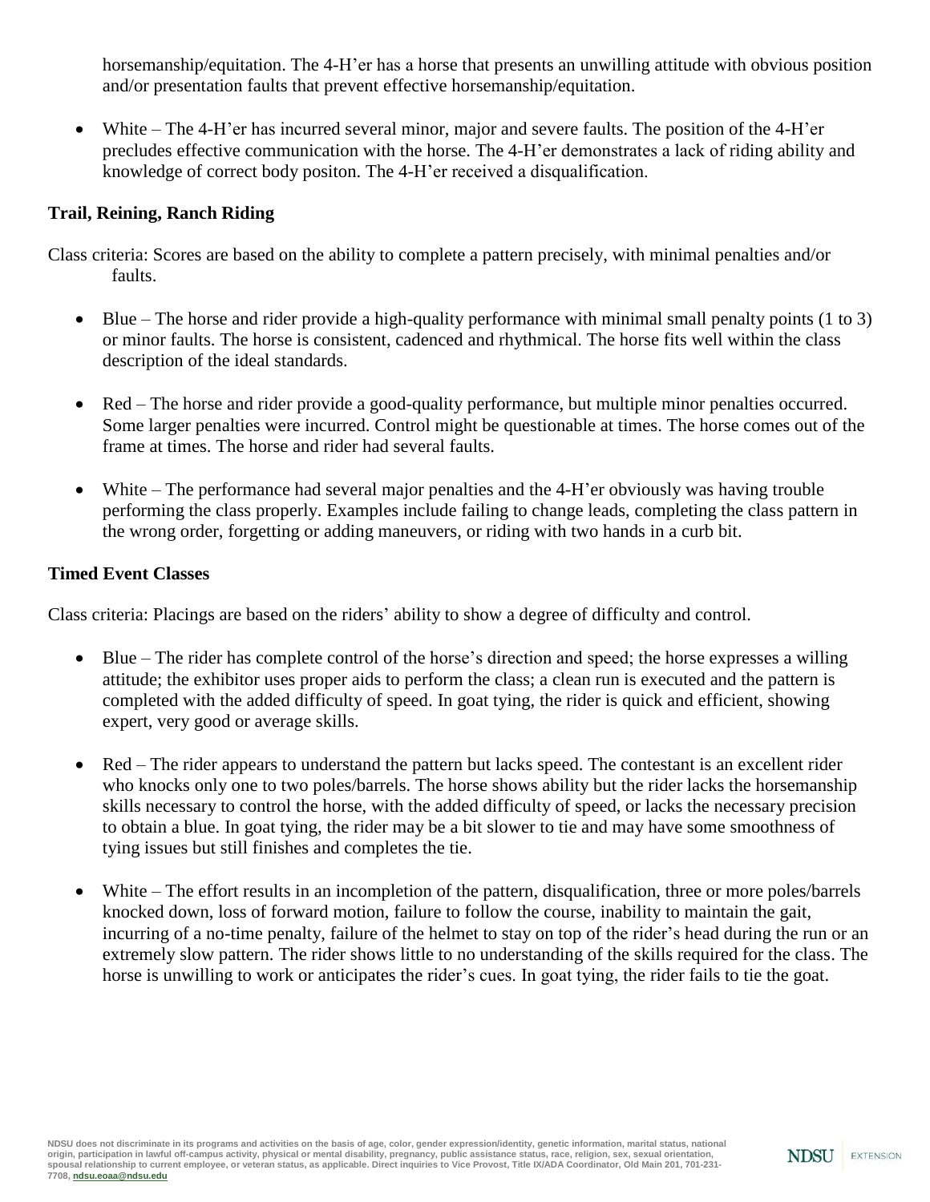horsemanship/equitation. The 4-H'er has a horse that presents an unwilling attitude with obvious position and/or presentation faults that prevent effective horsemanship/equitation.

- White – The 4-H'er has incurred several minor, major and severe faults. The position of the 4-H'er precludes effective communication with the horse. The 4-H'er demonstrates a lack of riding ability and knowledge of correct body positon. The 4-H'er received a disqualification.

**Trail, Reining, Ranch Riding**

Class criteria: Scores are based on the ability to complete a pattern precisely, with minimal penalties and/or faults.

- Blue – The horse and rider provide a high-quality performance with minimal small penalty points (1 to 3) or minor faults. The horse is consistent, cadenced and rhythmical. The horse fits well within the class description of the ideal standards.

- Red – The horse and rider provide a good-quality performance, but multiple minor penalties occurred. Some larger penalties were incurred. Control might be questionable at times. The horse comes out of the frame at times. The horse and rider had several faults.

- White – The performance had several major penalties and the 4-H'er obviously was having trouble performing the class properly. Examples include failing to change leads, completing the class pattern in the wrong order, forgetting or adding maneuvers, or riding with two hands in a curb bit.

**Timed Event Classes**

Class criteria: Placings are based on the riders' ability to show a degree of difficulty and control.

- Blue – The rider has complete control of the horse's direction and speed; the horse expresses a willing attitude; the exhibitor uses proper aids to perform the class; a clean run is executed and the pattern is completed with the added difficulty of speed. In goat tying, the rider is quick and efficient, showing expert, very good or average skills.

- Red – The rider appears to understand the pattern but lacks speed. The contestant is an excellent rider who knocks only one to two poles/barrels. The horse shows ability but the rider lacks the horsemanship skills necessary to control the horse, with the added difficulty of speed, or lacks the necessary precision to obtain a blue. In goat tying, the rider may be a bit slower to tie and may have some smoothness of tying issues but still finishes and completes the tie.

- White – The effort results in an incompletion of the pattern, disqualification, three or more poles/barrels knocked down, loss of forward motion, failure to follow the course, inability to maintain the gait, incurring of a no-time penalty, failure of the helmet to stay on top of the rider's head during the run or an extremely slow pattern. The rider shows little to no understanding of the skills required for the class. The horse is unwilling to work or anticipates the rider's cues. In goat tying, the rider fails to tie the goat.

NDSU does not discriminate in its programs and activities on the basis of age, color, gender expression/identity, genetic information, marital status, national origin, participation in lawful off-campus activity, physical or mental disability, pregnancy, public assistance status, race, religion, sex, sexual orientation, spousal relationship to current employee, or veteran status, as applicable. Direct inquiries to Vice Provost, Title IX/ADA Coordinator, Old Main 201, 701-231-7708, ndsu.eoaa@ndsu.edu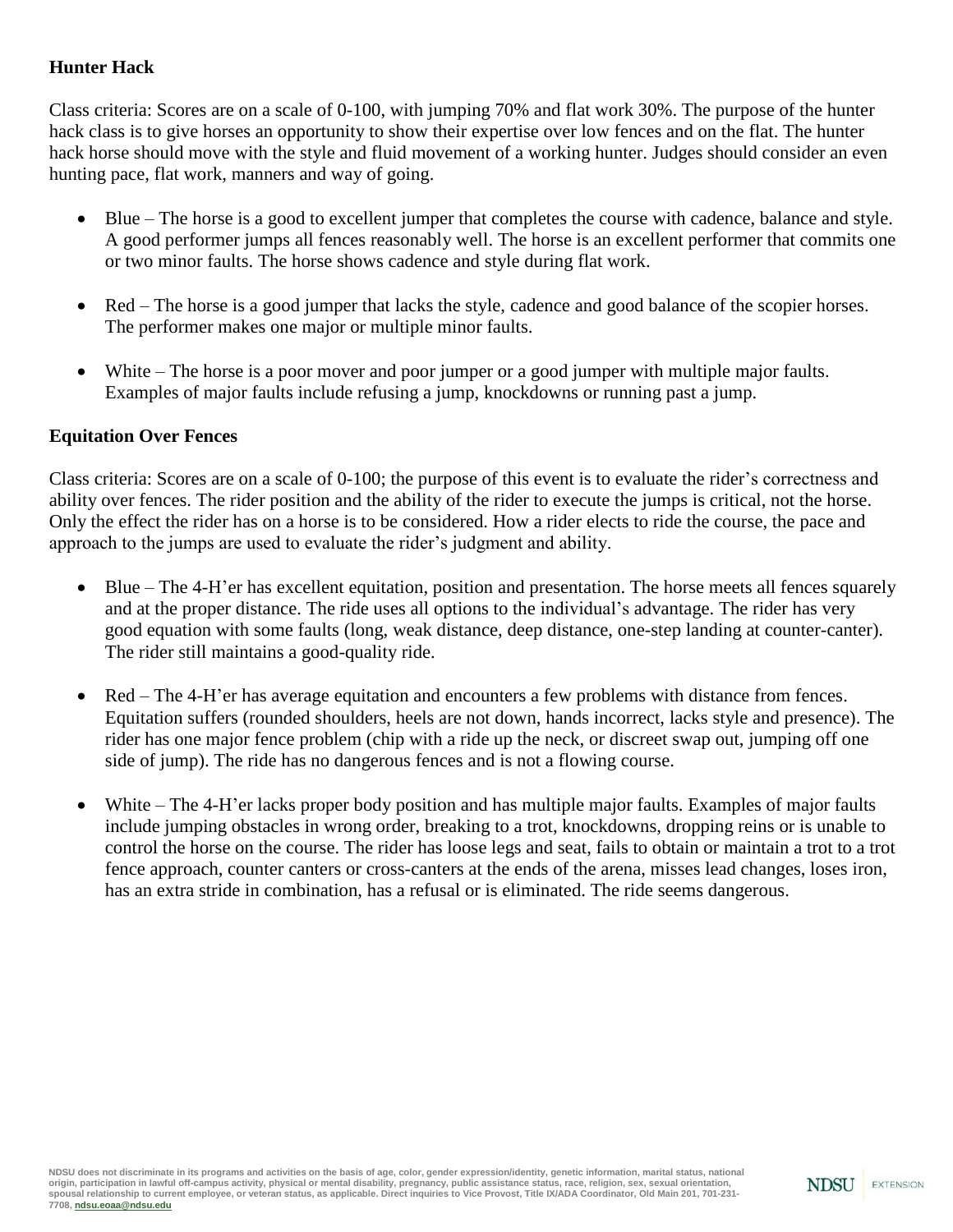**Hunter Hack**

Class criteria: Scores are on a scale of 0-100, with jumping 70% and flat work 30%. The purpose of the hunter hack class is to give horses an opportunity to show their expertise over low fences and on the flat. The hunter hack horse should move with the style and fluid movement of a working hunter. Judges should consider an even hunting pace, flat work, manners and way of going.

- Blue – The horse is a good to excellent jumper that completes the course with cadence, balance and style. A good performer jumps all fences reasonably well. The horse is an excellent performer that commits one or two minor faults. The horse shows cadence and style during flat work.
- Red – The horse is a good jumper that lacks the style, cadence and good balance of the scopier horses. The performer makes one major or multiple minor faults.
- White – The horse is a poor mover and poor jumper or a good jumper with multiple major faults. Examples of major faults include refusing a jump, knockdowns or running past a jump.

**Equitation Over Fences**

Class criteria: Scores are on a scale of 0-100; the purpose of this event is to evaluate the rider's correctness and ability over fences. The rider position and the ability of the rider to execute the jumps is critical, not the horse. Only the effect the rider has on a horse is to be considered. How a rider elects to ride the course, the pace and approach to the jumps are used to evaluate the rider's judgment and ability.

- Blue – The 4-H'er has excellent equitation, position and presentation. The horse meets all fences squarely and at the proper distance. The ride uses all options to the individual's advantage. The rider has very good equation with some faults (long, weak distance, deep distance, one-step landing at counter-canter). The rider still maintains a good-quality ride.
- Red – The 4-H'er has average equitation and encounters a few problems with distance from fences. Equitation suffers (rounded shoulders, heels are not down, hands incorrect, lacks style and presence). The rider has one major fence problem (chip with a ride up the neck, or discreet swap out, jumping off one side of jump). The ride has no dangerous fences and is not a flowing course.
- White – The 4-H'er lacks proper body position and has multiple major faults. Examples of major faults include jumping obstacles in wrong order, breaking to a trot, knockdowns, dropping reins or is unable to control the horse on the course. The rider has loose legs and seat, fails to obtain or maintain a trot to a trot fence approach, counter canters or cross-canters at the ends of the arena, misses lead changes, loses iron, has an extra stride in combination, has a refusal or is eliminated. The ride seems dangerous.

NDSU does not discriminate in its programs and activities on the basis of age, color, gender expression/identity, genetic information, marital status, national origin, participation in lawful off-campus activity, physical or mental disability, pregnancy, public assistance status, race, religion, sex, sexual orientation, spousal relationship to current employee, or veteran status, as applicable. Direct inquiries to Vice Provost, Title IX/ADA Coordinator, Old Main 201, 701-231-7708, ndsu.eoaa@ndsu.edu

NDSU EXTENSION